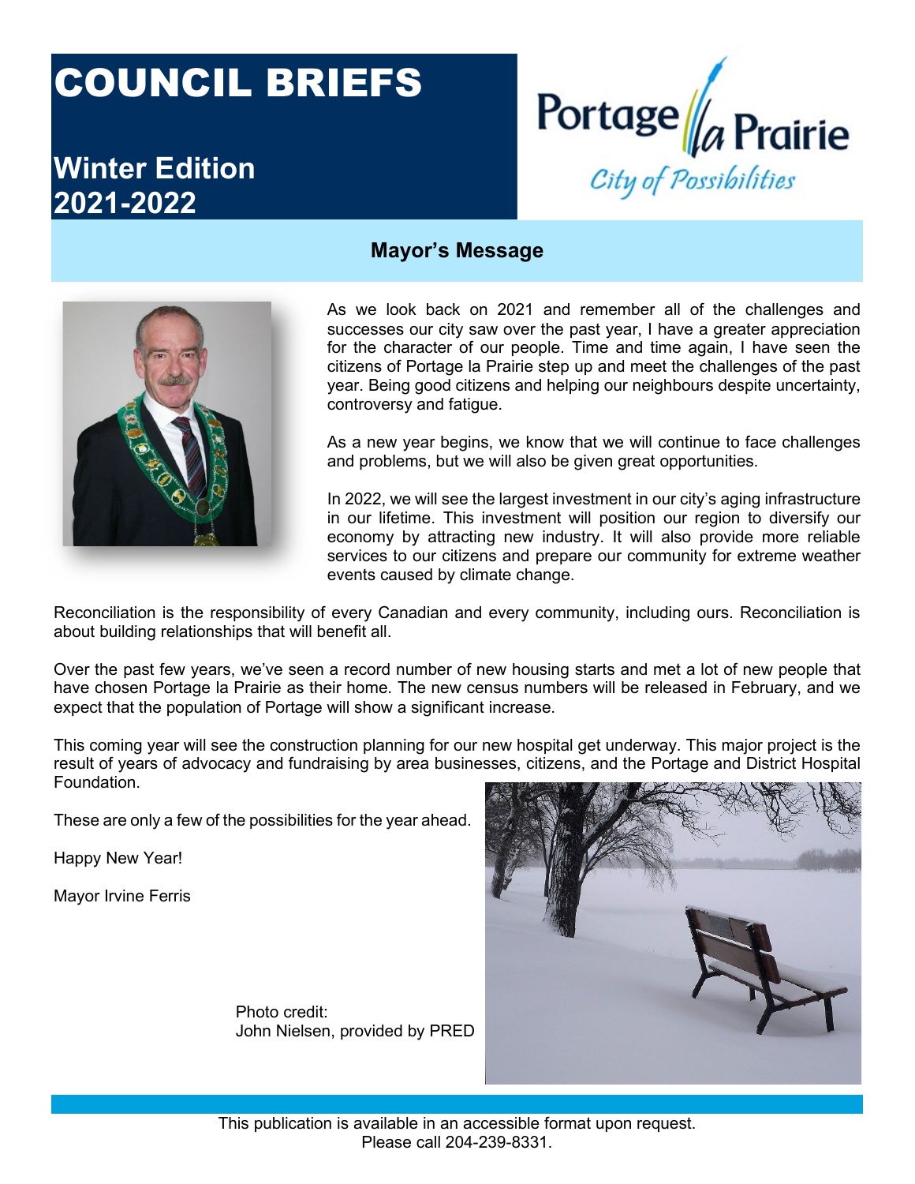# COUNCIL BRIEFS

## Winter Edition 2021-2022

Portage la Prairie
*City of Possibilities*

### Mayor's Message

As we look back on 2021 and remember all of the challenges and successes our city saw over the past year, I have a greater appreciation for the character of our people. Time and time again, I have seen the citizens of Portage la Prairie step up and meet the challenges of the past year. Being good citizens and helping our neighbours despite uncertainty, controversy and fatigue.

As a new year begins, we know that we will continue to face challenges and problems, but we will also be given great opportunities.

In 2022, we will see the largest investment in our city's aging infrastructure in our lifetime. This investment will position our region to diversify our economy by attracting new industry. It will also provide more reliable services to our citizens and prepare our community for extreme weather events caused by climate change.

Reconciliation is the responsibility of every Canadian and every community, including ours. Reconciliation is about building relationships that will benefit all.

Over the past few years, we've seen a record number of new housing starts and met a lot of new people that have chosen Portage la Prairie as their home. The new census numbers will be released in February, and we expect that the population of Portage will show a significant increase.

This coming year will see the construction planning for our new hospital get underway. This major project is the result of years of advocacy and fundraising by area businesses, citizens, and the Portage and District Hospital Foundation.

These are only a few of the possibilities for the year ahead.

Happy New Year!

Mayor Irvine Ferris

Photo credit:
John Nielsen, provided by PRED

This publication is available in an accessible format upon request.
Please call 204-239-8331.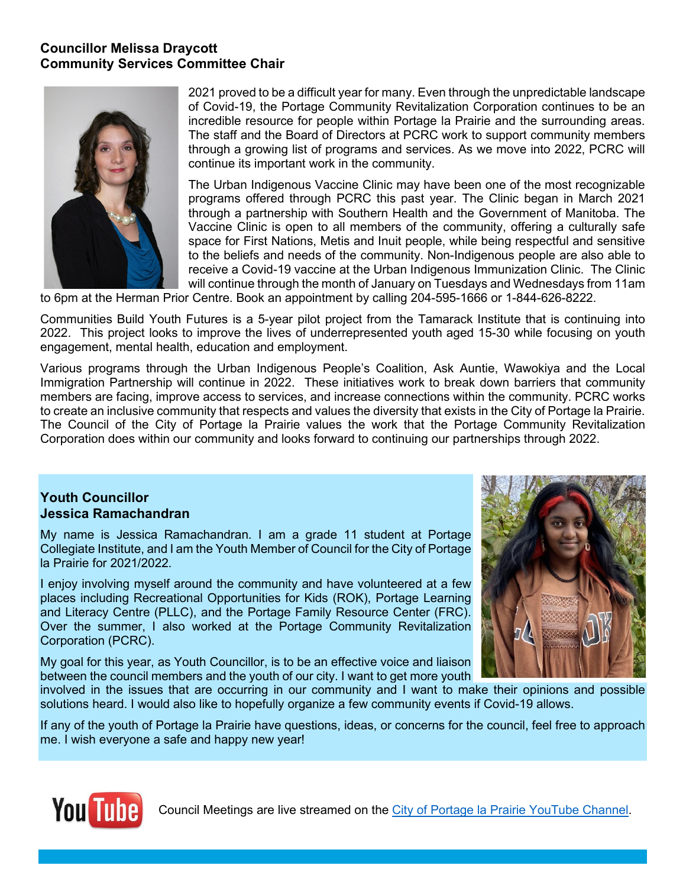**Councillor Melissa Draycott**
**Community Services Committee Chair**

2021 proved to be a difficult year for many. Even through the unpredictable landscape of Covid-19, the Portage Community Revitalization Corporation continues to be an incredible resource for people within Portage la Prairie and the surrounding areas. The staff and the Board of Directors at PCRC work to support community members through a growing list of programs and services. As we move into 2022, PCRC will continue its important work in the community.

The Urban Indigenous Vaccine Clinic may have been one of the most recognizable programs offered through PCRC this past year. The Clinic began in March 2021 through a partnership with Southern Health and the Government of Manitoba. The Vaccine Clinic is open to all members of the community, offering a culturally safe space for First Nations, Metis and Inuit people, while being respectful and sensitive to the beliefs and needs of the community. Non-Indigenous people are also able to receive a Covid-19 vaccine at the Urban Indigenous Immunization Clinic. The Clinic will continue through the month of January on Tuesdays and Wednesdays from 11am to 6pm at the Herman Prior Centre. Book an appointment by calling 204-595-1666 or 1-844-626-8222.

Communities Build Youth Futures is a 5-year pilot project from the Tamarack Institute that is continuing into 2022. This project looks to improve the lives of underrepresented youth aged 15-30 while focusing on youth engagement, mental health, education and employment.

Various programs through the Urban Indigenous People's Coalition, Ask Auntie, Wawokiya and the Local Immigration Partnership will continue in 2022. These initiatives work to break down barriers that community members are facing, improve access to services, and increase connections within the community. PCRC works to create an inclusive community that respects and values the diversity that exists in the City of Portage la Prairie. The Council of the City of Portage la Prairie values the work that the Portage Community Revitalization Corporation does within our community and looks forward to continuing our partnerships through 2022.

**Youth Councillor**
**Jessica Ramachandran**

My name is Jessica Ramachandran. I am a grade 11 student at Portage Collegiate Institute, and I am the Youth Member of Council for the City of Portage la Prairie for 2021/2022.

I enjoy involving myself around the community and have volunteered at a few places including Recreational Opportunities for Kids (ROK), Portage Learning and Literacy Centre (PLLC), and the Portage Family Resource Center (FRC). Over the summer, I also worked at the Portage Community Revitalization Corporation (PCRC).

My goal for this year, as Youth Councillor, is to be an effective voice and liaison between the council members and the youth of our city. I want to get more youth involved in the issues that are occurring in our community and I want to make their opinions and possible solutions heard. I would also like to hopefully organize a few community events if Covid-19 allows.

If any of the youth of Portage la Prairie have questions, ideas, or concerns for the council, feel free to approach me. I wish everyone a safe and happy new year!

Council Meetings are live streamed on the City of Portage la Prairie YouTube Channel.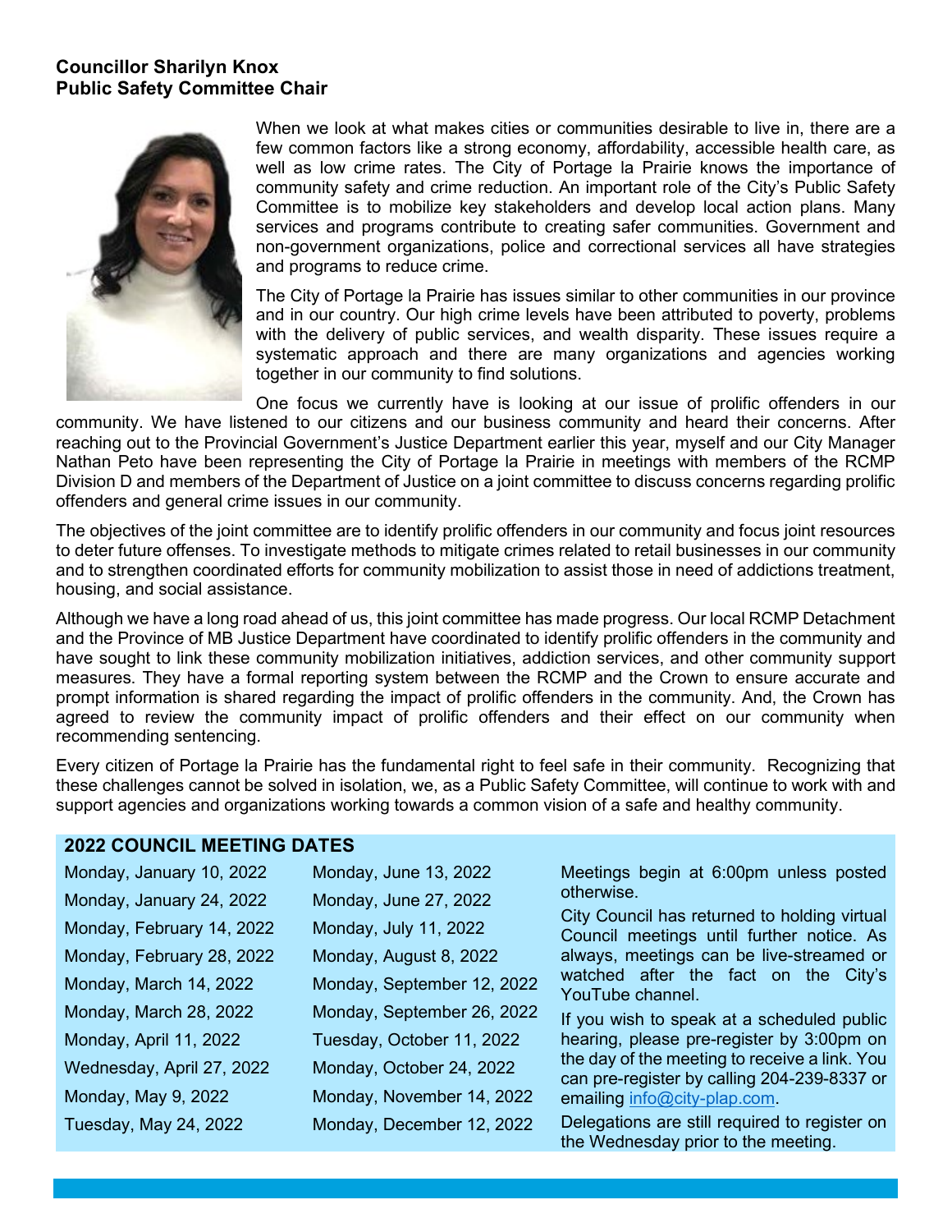**Councillor Sharilyn Knox**
**Public Safety Committee Chair**

When we look at what makes cities or communities desirable to live in, there are a few common factors like a strong economy, affordability, accessible health care, as well as low crime rates. The City of Portage la Prairie knows the importance of community safety and crime reduction. An important role of the City's Public Safety Committee is to mobilize key stakeholders and develop local action plans. Many services and programs contribute to creating safer communities. Government and non-government organizations, police and correctional services all have strategies and programs to reduce crime.

The City of Portage la Prairie has issues similar to other communities in our province and in our country. Our high crime levels have been attributed to poverty, problems with the delivery of public services, and wealth disparity. These issues require a systematic approach and there are many organizations and agencies working together in our community to find solutions.

One focus we currently have is looking at our issue of prolific offenders in our community. We have listened to our citizens and our business community and heard their concerns. After reaching out to the Provincial Government's Justice Department earlier this year, myself and our City Manager Nathan Peto have been representing the City of Portage la Prairie in meetings with members of the RCMP Division D and members of the Department of Justice on a joint committee to discuss concerns regarding prolific offenders and general crime issues in our community.

The objectives of the joint committee are to identify prolific offenders in our community and focus joint resources to deter future offenses. To investigate methods to mitigate crimes related to retail businesses in our community and to strengthen coordinated efforts for community mobilization to assist those in need of addictions treatment, housing, and social assistance.

Although we have a long road ahead of us, this joint committee has made progress. Our local RCMP Detachment and the Province of MB Justice Department have coordinated to identify prolific offenders in the community and have sought to link these community mobilization initiatives, addiction services, and other community support measures. They have a formal reporting system between the RCMP and the Crown to ensure accurate and prompt information is shared regarding the impact of prolific offenders in the community. And, the Crown has agreed to review the community impact of prolific offenders and their effect on our community when recommending sentencing.

Every citizen of Portage la Prairie has the fundamental right to feel safe in their community. Recognizing that these challenges cannot be solved in isolation, we, as a Public Safety Committee, will continue to work with and support agencies and organizations working towards a common vision of a safe and healthy community.

## 2022 COUNCIL MEETING DATES

| | |
|---|---|
| Monday, January 10, 2022 | Monday, June 13, 2022 |
| Monday, January 24, 2022 | Monday, June 27, 2022 |
| Monday, February 14, 2022 | Monday, July 11, 2022 |
| Monday, February 28, 2022 | Monday, August 8, 2022 |
| Monday, March 14, 2022 | Monday, September 12, 2022 |
| Monday, March 28, 2022 | Monday, September 26, 2022 |
| Monday, April 11, 2022 | Tuesday, October 11, 2022 |
| Wednesday, April 27, 2022 | Monday, October 24, 2022 |
| Monday, May 9, 2022 | Monday, November 14, 2022 |
| Tuesday, May 24, 2022 | Monday, December 12, 2022 |

Meetings begin at 6:00pm unless posted otherwise.

City Council has returned to holding virtual Council meetings until further notice. As always, meetings can be live-streamed or watched after the fact on the City's YouTube channel.

If you wish to speak at a scheduled public hearing, please pre-register by 3:00pm on the day of the meeting to receive a link. You can pre-register by calling 204-239-8337 or emailing info@city-plap.com.

Delegations are still required to register on the Wednesday prior to the meeting.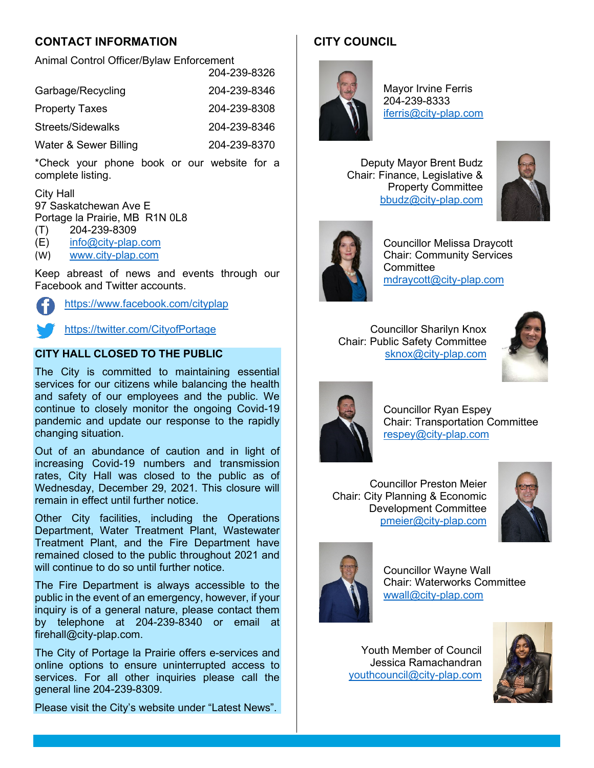## CONTACT INFORMATION

| | |
|---|---|
| Animal Control Officer/Bylaw Enforcement | 204-239-8326 |
| Garbage/Recycling | 204-239-8346 |
| Property Taxes | 204-239-8308 |
| Streets/Sidewalks | 204-239-8346 |
| Water & Sewer Billing | 204-239-8370 |

*Check your phone book or our website for a complete listing.

City Hall
97 Saskatchewan Ave E
Portage la Prairie, MB R1N 0L8
(T) 204-239-8309
(E) info@city-plap.com
(W) www.city-plap.com

Keep abreast of news and events through our Facebook and Twitter accounts.

https://www.facebook.com/cityplap

https://twitter.com/CityofPortage

### CITY HALL CLOSED TO THE PUBLIC

The City is committed to maintaining essential services for our citizens while balancing the health and safety of our employees and the public. We continue to closely monitor the ongoing Covid-19 pandemic and update our response to the rapidly changing situation.

Out of an abundance of caution and in light of increasing Covid-19 numbers and transmission rates, City Hall was closed to the public as of Wednesday, December 29, 2021. This closure will remain in effect until further notice.

Other City facilities, including the Operations Department, Water Treatment Plant, Wastewater Treatment Plant, and the Fire Department have remained closed to the public throughout 2021 and will continue to do so until further notice.

The Fire Department is always accessible to the public in the event of an emergency, however, if your inquiry is of a general nature, please contact them by telephone at 204-239-8340 or email at firehall@city-plap.com.

The City of Portage la Prairie offers e-services and online options to ensure uninterrupted access to services. For all other inquiries please call the general line 204-239-8309.

Please visit the City's website under "Latest News".

## CITY COUNCIL

Mayor Irvine Ferris
204-239-8333
iferris@city-plap.com

Deputy Mayor Brent Budz
Chair: Finance, Legislative & Property Committee
bbudz@city-plap.com

Councillor Melissa Draycott
Chair: Community Services Committee
mdraycott@city-plap.com

Councillor Sharilyn Knox
Chair: Public Safety Committee
sknox@city-plap.com

Councillor Ryan Espey
Chair: Transportation Committee
respey@city-plap.com

Councillor Preston Meier
Chair: City Planning & Economic Development Committee
pmeier@city-plap.com

Councillor Wayne Wall
Chair: Waterworks Committee
wwall@city-plap.com

Youth Member of Council
Jessica Ramachandran
youthcouncil@city-plap.com